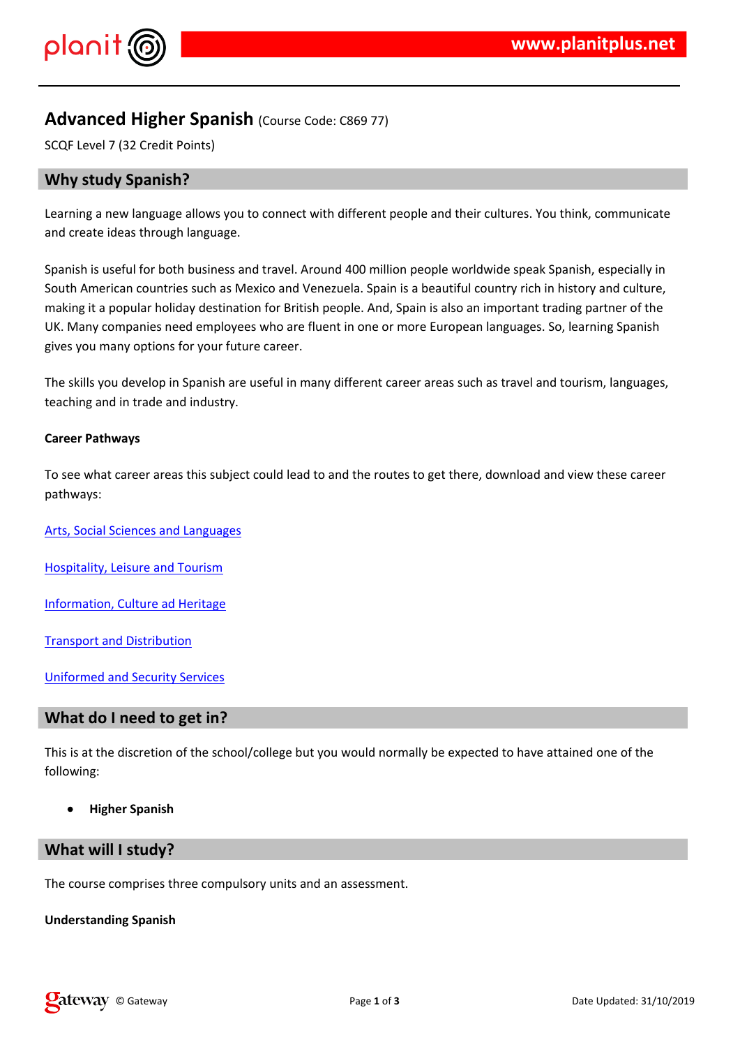# Advanced Higher Spanish (Course Code: C869 77)

SCQF Level 7 (32 Credit Points)

## Why study Spanish?

Learning a new language allows you to connect with different people and their cultures. You think, communicate and create ideas through language.

Spanish is useful for both business and travel. Around 400 million people worldwide speak Spanish, especially in South American countries such as Mexico and Venezuela. Spain is a beautiful country rich in history and culture, making it a popular holiday destination for British people. And, Spain is also an important trading partner of the UK. Many companies need employees who are fluent in one or more European languages. So, learning Spanish gives you many options for your future career.

The skills you develop in Spanish are useful in many different career areas such as travel and tourism, languages, teaching and in trade and industry.

**Career Pathways**

To see what career areas this subject could lead to and the routes to get there, download and view these career pathways:

Arts, Social Sciences and Languages

Hospitality, Leisure and Tourism

Information, Culture ad Heritage

Transport and Distribution

Uniformed and Security Services

## What do I need to get in?

This is at the discretion of the school/college but you would normally be expected to have attained one of the following:

- **Higher Spanish**

## What will I study?

The course comprises three compulsory units and an assessment.

**Understanding Spanish**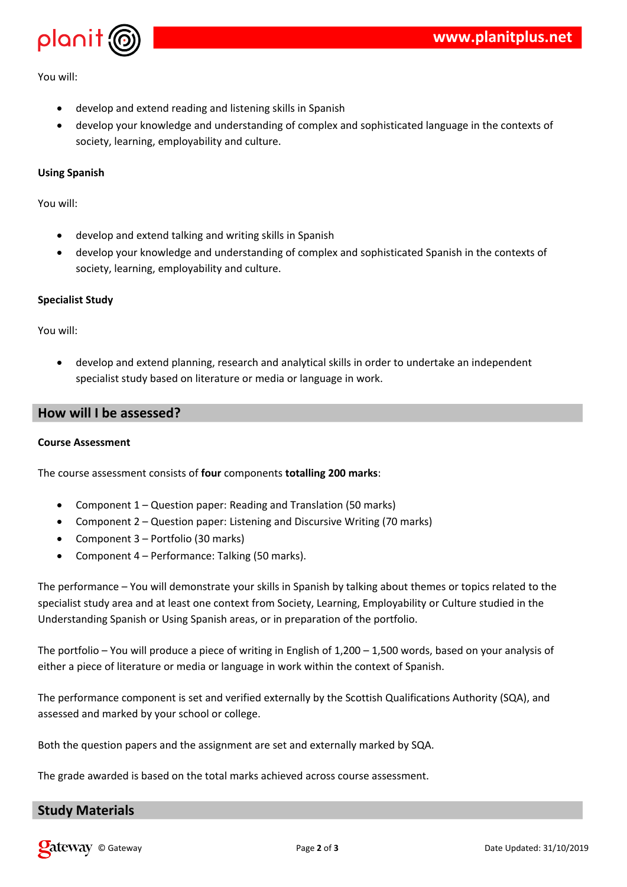You will:

- develop and extend reading and listening skills in Spanish
- develop your knowledge and understanding of complex and sophisticated language in the contexts of society, learning, employability and culture.

**Using Spanish**

You will:

- develop and extend talking and writing skills in Spanish
- develop your knowledge and understanding of complex and sophisticated Spanish in the contexts of society, learning, employability and culture.

**Specialist Study**

You will:

- develop and extend planning, research and analytical skills in order to undertake an independent specialist study based on literature or media or language in work.

## How will I be assessed?

**Course Assessment**

The course assessment consists of **four** components **totalling 200 marks**:

- Component 1 – Question paper: Reading and Translation (50 marks)
- Component 2 – Question paper: Listening and Discursive Writing (70 marks)
- Component 3 – Portfolio (30 marks)
- Component 4 – Performance: Talking (50 marks).

The performance – You will demonstrate your skills in Spanish by talking about themes or topics related to the specialist study area and at least one context from Society, Learning, Employability or Culture studied in the Understanding Spanish or Using Spanish areas, or in preparation of the portfolio.

The portfolio – You will produce a piece of writing in English of 1,200 – 1,500 words, based on your analysis of either a piece of literature or media or language in work within the context of Spanish.

The performance component is set and verified externally by the Scottish Qualifications Authority (SQA), and assessed and marked by your school or college.

Both the question papers and the assignment are set and externally marked by SQA.

The grade awarded is based on the total marks achieved across course assessment.

## Study Materials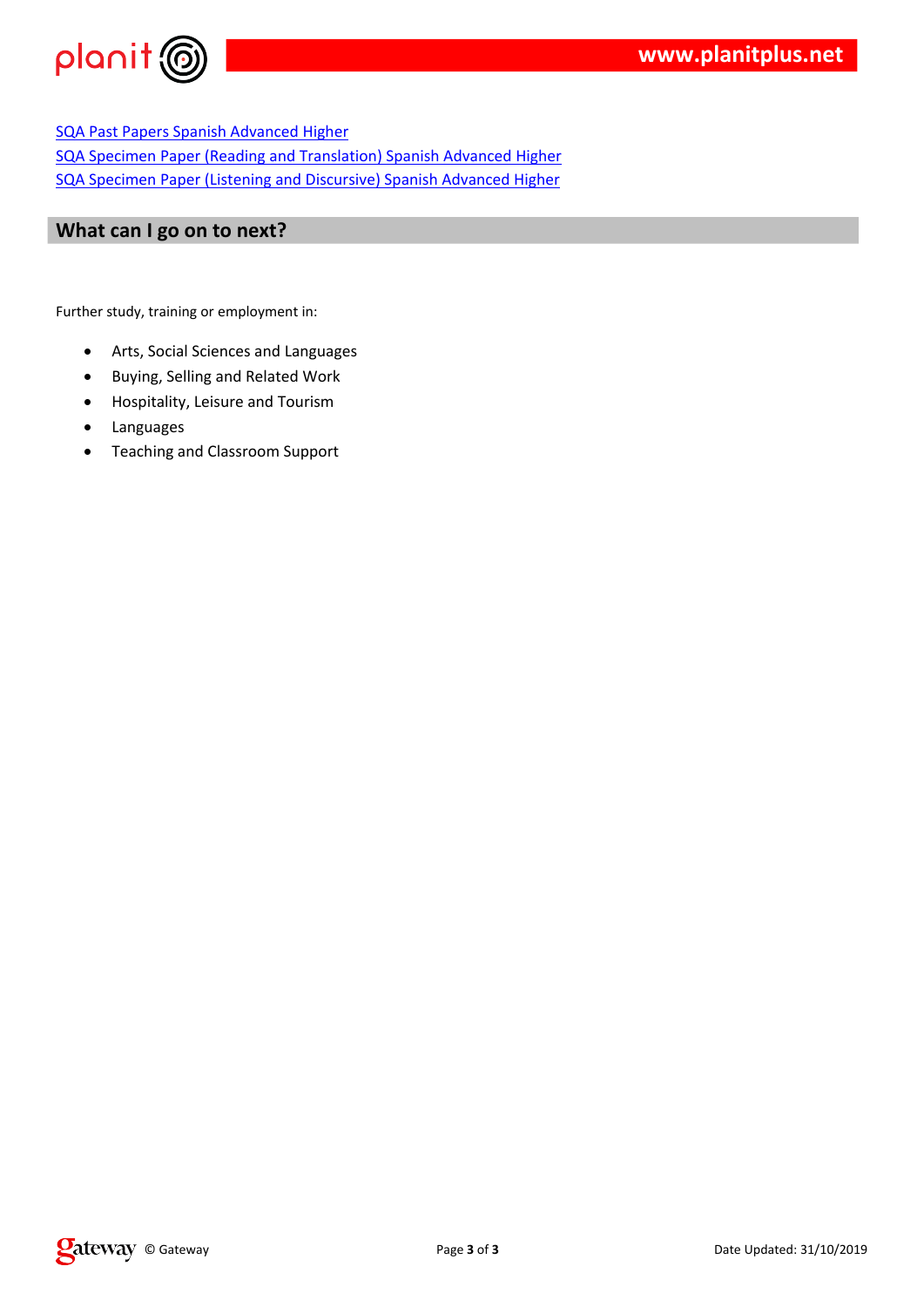SQA Past Papers Spanish Advanced Higher
SQA Specimen Paper (Reading and Translation) Spanish Advanced Higher
SQA Specimen Paper (Listening and Discursive) Spanish Advanced Higher

## What can I go on to next?

Further study, training or employment in:

- Arts, Social Sciences and Languages
- Buying, Selling and Related Work
- Hospitality, Leisure and Tourism
- Languages
- Teaching and Classroom Support